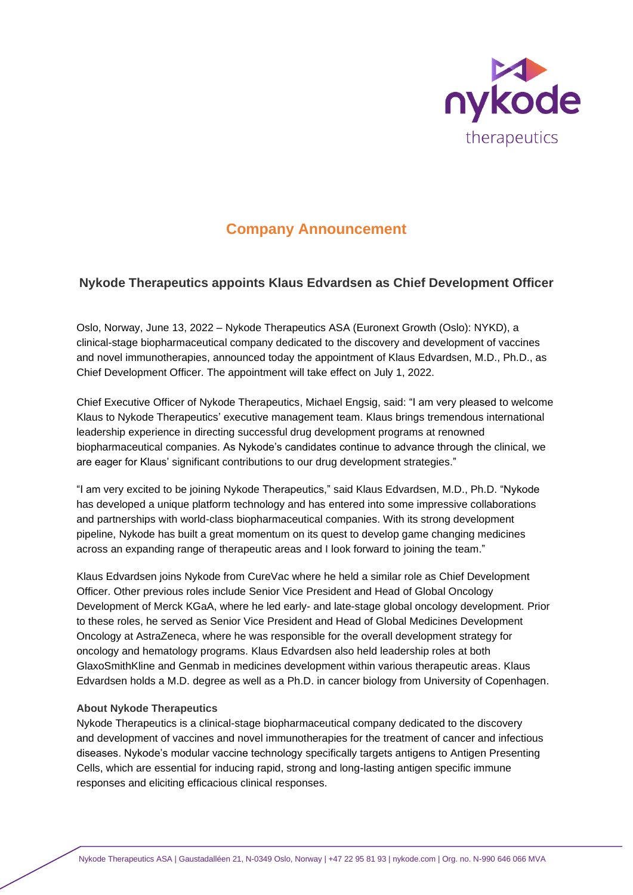## Company Announcement

### Nykode Therapeutics appoints Klaus Edvardsen as Chief Development Officer

Oslo, Norway, June 13, 2022 – Nykode Therapeutics ASA (Euronext Growth (Oslo): NYKD), a clinical-stage biopharmaceutical company dedicated to the discovery and development of vaccines and novel immunotherapies, announced today the appointment of Klaus Edvardsen, M.D., Ph.D., as Chief Development Officer. The appointment will take effect on July 1, 2022.

Chief Executive Officer of Nykode Therapeutics, Michael Engsig, said: "I am very pleased to welcome Klaus to Nykode Therapeutics' executive management team. Klaus brings tremendous international leadership experience in directing successful drug development programs at renowned biopharmaceutical companies. As Nykode's candidates continue to advance through the clinical, we are eager for Klaus' significant contributions to our drug development strategies."

"I am very excited to be joining Nykode Therapeutics," said Klaus Edvardsen, M.D., Ph.D. "Nykode has developed a unique platform technology and has entered into some impressive collaborations and partnerships with world-class biopharmaceutical companies. With its strong development pipeline, Nykode has built a great momentum on its quest to develop game changing medicines across an expanding range of therapeutic areas and I look forward to joining the team."

Klaus Edvardsen joins Nykode from CureVac where he held a similar role as Chief Development Officer. Other previous roles include Senior Vice President and Head of Global Oncology Development of Merck KGaA, where he led early- and late-stage global oncology development. Prior to these roles, he served as Senior Vice President and Head of Global Medicines Development Oncology at AstraZeneca, where he was responsible for the overall development strategy for oncology and hematology programs. Klaus Edvardsen also held leadership roles at both GlaxoSmithKline and Genmab in medicines development within various therapeutic areas. Klaus Edvardsen holds a M.D. degree as well as a Ph.D. in cancer biology from University of Copenhagen.

**About Nykode Therapeutics**

Nykode Therapeutics is a clinical-stage biopharmaceutical company dedicated to the discovery and development of vaccines and novel immunotherapies for the treatment of cancer and infectious diseases. Nykode's modular vaccine technology specifically targets antigens to Antigen Presenting Cells, which are essential for inducing rapid, strong and long-lasting antigen specific immune responses and eliciting efficacious clinical responses.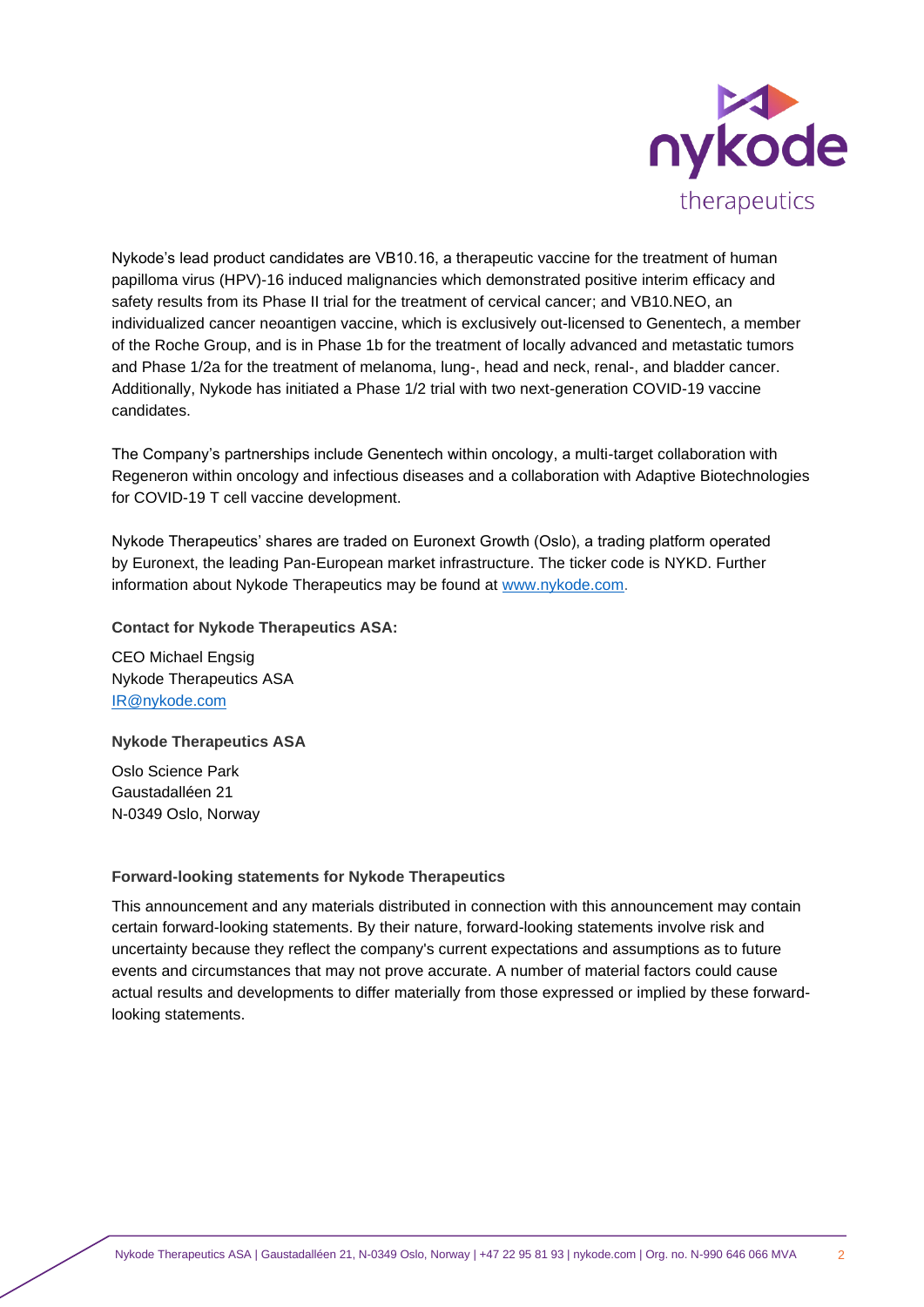Nykode's lead product candidates are VB10.16, a therapeutic vaccine for the treatment of human papilloma virus (HPV)-16 induced malignancies which demonstrated positive interim efficacy and safety results from its Phase II trial for the treatment of cervical cancer; and VB10.NEO, an individualized cancer neoantigen vaccine, which is exclusively out-licensed to Genentech, a member of the Roche Group, and is in Phase 1b for the treatment of locally advanced and metastatic tumors and Phase 1/2a for the treatment of melanoma, lung-, head and neck, renal-, and bladder cancer. Additionally, Nykode has initiated a Phase 1/2 trial with two next-generation COVID-19 vaccine candidates.

The Company's partnerships include Genentech within oncology, a multi-target collaboration with Regeneron within oncology and infectious diseases and a collaboration with Adaptive Biotechnologies for COVID-19 T cell vaccine development.

Nykode Therapeutics' shares are traded on Euronext Growth (Oslo), a trading platform operated by Euronext, the leading Pan-European market infrastructure. The ticker code is NYKD. Further information about Nykode Therapeutics may be found at [www.nykode.com](http://www.nykode.com).

**Contact for Nykode Therapeutics ASA:**

CEO Michael Engsig  
Nykode Therapeutics ASA  
[IR@nykode.com](mailto:IR@nykode.com)

**Nykode Therapeutics ASA**

Oslo Science Park  
Gaustadalléen 21  
N-0349 Oslo, Norway

**Forward-looking statements for Nykode Therapeutics**

This announcement and any materials distributed in connection with this announcement may contain certain forward-looking statements. By their nature, forward-looking statements involve risk and uncertainty because they reflect the company's current expectations and assumptions as to future events and circumstances that may not prove accurate. A number of material factors could cause actual results and developments to differ materially from those expressed or implied by these forward-looking statements.